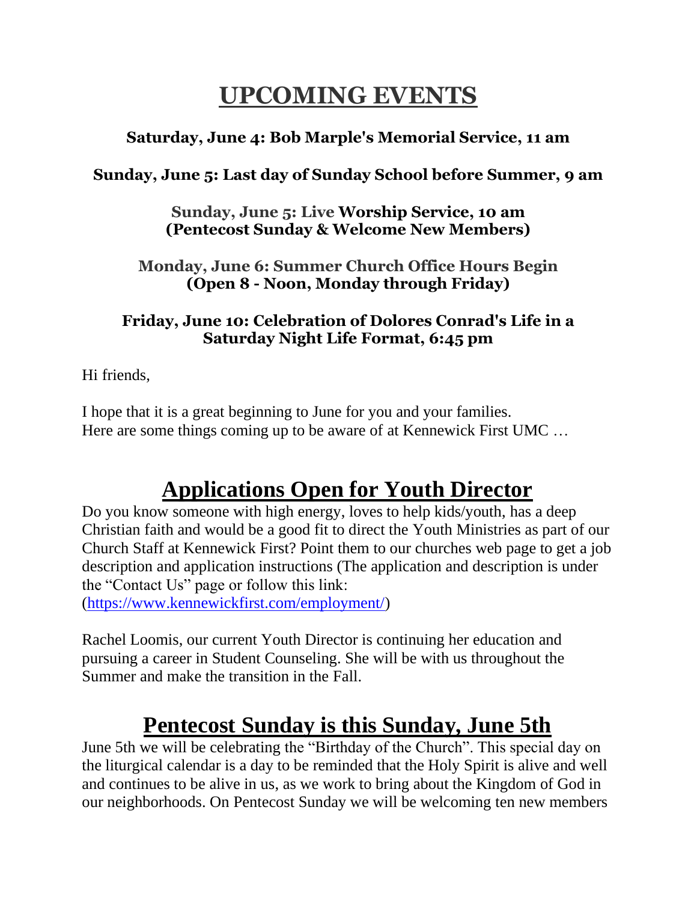# UPCOMING EVENTS

**Saturday, June 4: Bob Marple's Memorial Service, 11 am**

**Sunday, June 5: Last day of Sunday School before Summer, 9 am**

**Sunday, June 5: Live Worship Service, 10 am**
**(Pentecost Sunday & Welcome New Members)**

**Monday, June 6: Summer Church Office Hours Begin**
**(Open 8 - Noon, Monday through Friday)**

**Friday, June 10: Celebration of Dolores Conrad's Life in a Saturday Night Life Format, 6:45 pm**

Hi friends,

I hope that it is a great beginning to June for you and your families.
Here are some things coming up to be aware of at Kennewick First UMC …

## Applications Open for Youth Director

Do you know someone with high energy, loves to help kids/youth, has a deep Christian faith and would be a good fit to direct the Youth Ministries as part of our Church Staff at Kennewick First? Point them to our churches web page to get a job description and application instructions (The application and description is under the "Contact Us" page or follow this link: (https://www.kennewickfirst.com/employment/)

Rachel Loomis, our current Youth Director is continuing her education and pursuing a career in Student Counseling. She will be with us throughout the Summer and make the transition in the Fall.

## Pentecost Sunday is this Sunday, June 5th

June 5th we will be celebrating the "Birthday of the Church". This special day on the liturgical calendar is a day to be reminded that the Holy Spirit is alive and well and continues to be alive in us, as we work to bring about the Kingdom of God in our neighborhoods. On Pentecost Sunday we will be welcoming ten new members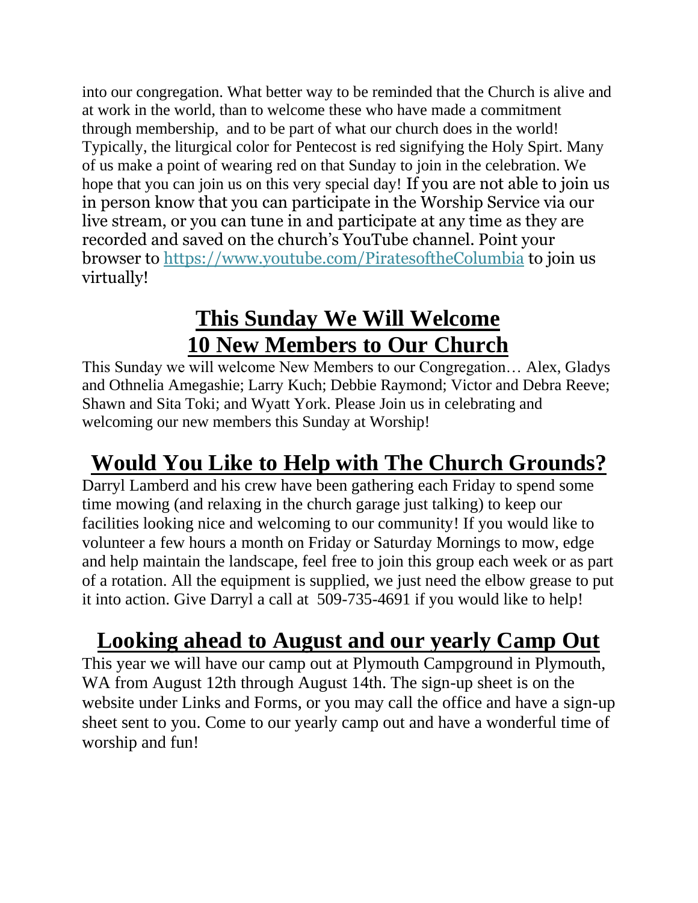into our congregation. What better way to be reminded that the Church is alive and at work in the world, than to welcome these who have made a commitment through membership, and to be part of what our church does in the world! Typically, the liturgical color for Pentecost is red signifying the Holy Spirt. Many of us make a point of wearing red on that Sunday to join in the celebration. We hope that you can join us on this very special day! If you are not able to join us in person know that you can participate in the Worship Service via our live stream, or you can tune in and participate at any time as they are recorded and saved on the church's YouTube channel. Point your browser to [https://www.youtube.com/PiratesoftheColumbia](https://www.youtube.com/PiratesoftheColumbia) to join us virtually!

## **This Sunday We Will Welcome 10 New Members to Our Church**

This Sunday we will welcome New Members to our Congregation… Alex, Gladys and Othnelia Amegashie; Larry Kuch; Debbie Raymond; Victor and Debra Reeve; Shawn and Sita Toki; and Wyatt York. Please Join us in celebrating and welcoming our new members this Sunday at Worship!

## **Would You Like to Help with The Church Grounds?**

Darryl Lamberd and his crew have been gathering each Friday to spend some time mowing (and relaxing in the church garage just talking) to keep our facilities looking nice and welcoming to our community! If you would like to volunteer a few hours a month on Friday or Saturday Mornings to mow, edge and help maintain the landscape, feel free to join this group each week or as part of a rotation. All the equipment is supplied, we just need the elbow grease to put it into action. Give Darryl a call at 509-735-4691 if you would like to help!

## **Looking ahead to August and our yearly Camp Out**

This year we will have our camp out at Plymouth Campground in Plymouth, WA from August 12th through August 14th. The sign-up sheet is on the website under Links and Forms, or you may call the office and have a sign-up sheet sent to you. Come to our yearly camp out and have a wonderful time of worship and fun!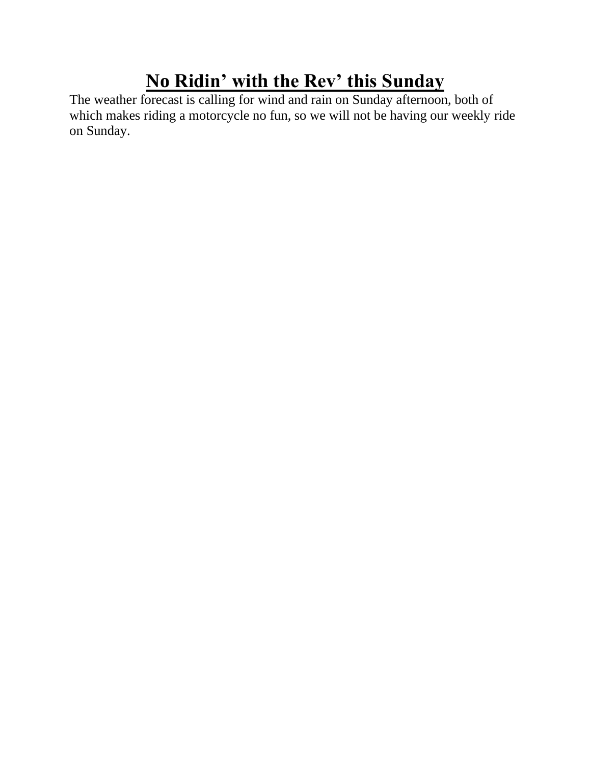# **No Ridin' with the Rev' this Sunday**

The weather forecast is calling for wind and rain on Sunday afternoon, both of which makes riding a motorcycle no fun, so we will not be having our weekly ride on Sunday.